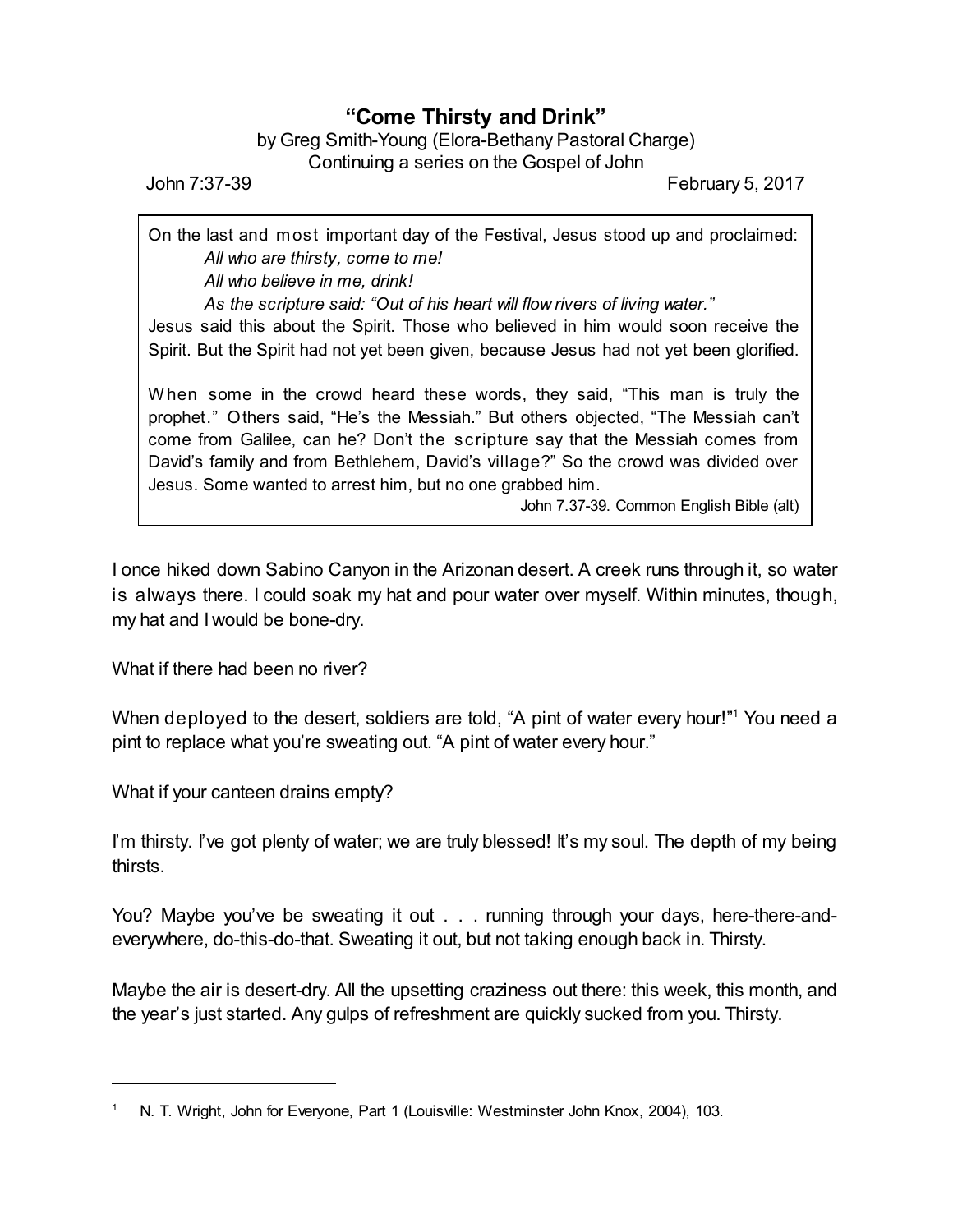# "Come Thirsty and Drink"

by Greg Smith-Young (Elora-Bethany Pastoral Charge)
Continuing a series on the Gospel of John

John 7:37-39 February 5, 2017

> On the last and most important day of the Festival, Jesus stood up and proclaimed:
>
> *All who are thirsty, come to me!*
> *All who believe in me, drink!*
> *As the scripture said: "Out of his heart will flow rivers of living water."*
>
> Jesus said this about the Spirit. Those who believed in him would soon receive the Spirit. But the Spirit had not yet been given, because Jesus had not yet been glorified.
>
> When some in the crowd heard these words, they said, "This man is truly the prophet." Others said, "He's the Messiah." But others objected, "The Messiah can't come from Galilee, can he? Don't the scripture say that the Messiah comes from David's family and from Bethlehem, David's village?" So the crowd was divided over Jesus. Some wanted to arrest him, but no one grabbed him.
>
> John 7.37-39. Common English Bible (alt)

I once hiked down Sabino Canyon in the Arizonan desert. A creek runs through it, so water is always there. I could soak my hat and pour water over myself. Within minutes, though, my hat and I would be bone-dry.

What if there had been no river?

When deployed to the desert, soldiers are told, "A pint of water every hour!"[1] You need a pint to replace what you're sweating out. "A pint of water every hour."

What if your canteen drains empty?

I'm thirsty. I've got plenty of water; we are truly blessed! It's my soul. The depth of my being thirsts.

You? Maybe you've be sweating it out . . . running through your days, here-there-and-everywhere, do-this-do-that. Sweating it out, but not taking enough back in. Thirsty.

Maybe the air is desert-dry. All the upsetting craziness out there: this week, this month, and the year's just started. Any gulps of refreshment are quickly sucked from you. Thirsty.

---

[1] N. T. Wright, John for Everyone, Part 1 (Louisville: Westminster John Knox, 2004), 103.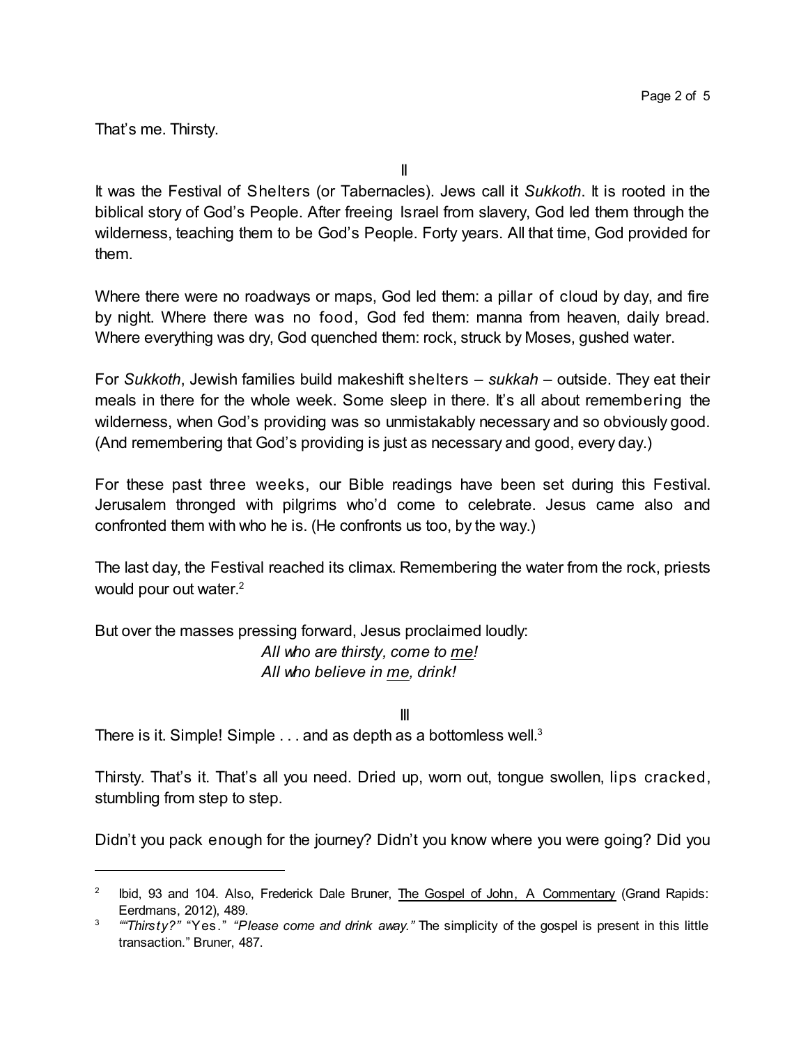That's me. Thirsty.

II

It was the Festival of Shelters (or Tabernacles). Jews call it *Sukkoth*. It is rooted in the biblical story of God's People. After freeing Israel from slavery, God led them through the wilderness, teaching them to be God's People. Forty years. All that time, God provided for them.

Where there were no roadways or maps, God led them: a pillar of cloud by day, and fire by night. Where there was no food, God fed them: manna from heaven, daily bread. Where everything was dry, God quenched them: rock, struck by Moses, gushed water.

For *Sukkoth*, Jewish families build makeshift shelters – *sukkah* – outside. They eat their meals in there for the whole week. Some sleep in there. It's all about remembering the wilderness, when God's providing was so unmistakably necessary and so obviously good. (And remembering that God's providing is just as necessary and good, every day.)

For these past three weeks, our Bible readings have been set during this Festival. Jerusalem thronged with pilgrims who'd come to celebrate. Jesus came also and confronted them with who he is. (He confronts us too, by the way.)

The last day, the Festival reached its climax. Remembering the water from the rock, priests would pour out water.[2]

But over the masses pressing forward, Jesus proclaimed loudly:

*All who are thirsty, come to <u>me</u>!*
*All who believe in <u>me</u>, drink!*

III

There is it. Simple! Simple . . . and as depth as a bottomless well.[3]

Thirsty. That's it. That's all you need. Dried up, worn out, tongue swollen, lips cracked, stumbling from step to step.

Didn't you pack enough for the journey? Didn't you know where you were going? Did you

---

[2] Ibid, 93 and 104. Also, Frederick Dale Bruner, <u>The Gospel of John, A Commentary</u> (Grand Rapids: Eerdmans, 2012), 489.

[3] "*"Thirsty?"* "Yes." *"Please come and drink away."* The simplicity of the gospel is present in this little transaction." Bruner, 487.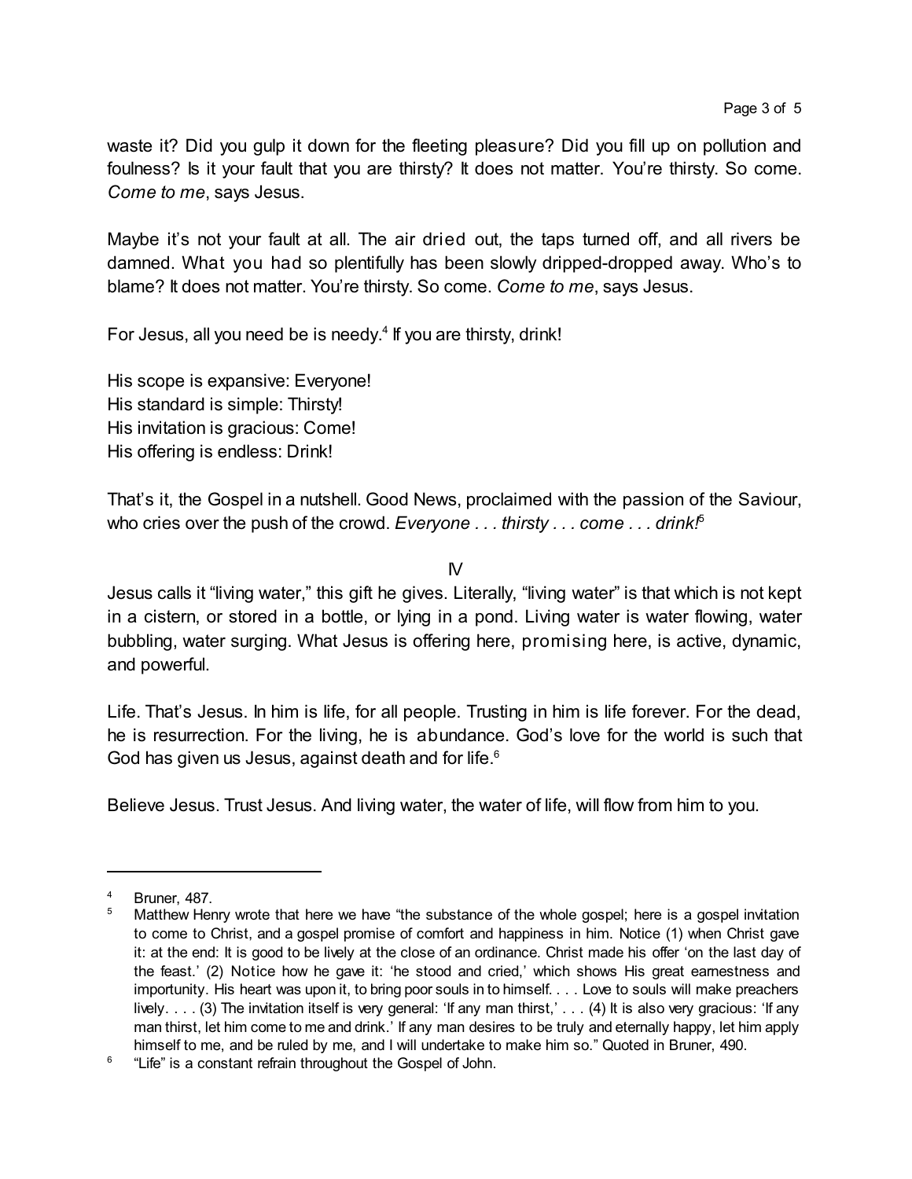waste it? Did you gulp it down for the fleeting pleasure? Did you fill up on pollution and foulness? Is it your fault that you are thirsty? It does not matter. You're thirsty. So come. *Come to me*, says Jesus.

Maybe it's not your fault at all. The air dried out, the taps turned off, and all rivers be damned. What you had so plentifully has been slowly dripped-dropped away. Who's to blame? It does not matter. You're thirsty. So come. *Come to me*, says Jesus.

For Jesus, all you need be is needy.[4] If you are thirsty, drink!

His scope is expansive: Everyone!
His standard is simple: Thirsty!
His invitation is gracious: Come!
His offering is endless: Drink!

That's it, the Gospel in a nutshell. Good News, proclaimed with the passion of the Saviour, who cries over the push of the crowd. *Everyone . . . thirsty . . . come . . . drink!*[5]

IV

Jesus calls it "living water," this gift he gives. Literally, "living water" is that which is not kept in a cistern, or stored in a bottle, or lying in a pond. Living water is water flowing, water bubbling, water surging. What Jesus is offering here, promising here, is active, dynamic, and powerful.

Life. That's Jesus. In him is life, for all people. Trusting in him is life forever. For the dead, he is resurrection. For the living, he is abundance. God's love for the world is such that God has given us Jesus, against death and for life.[6]

Believe Jesus. Trust Jesus. And living water, the water of life, will flow from him to you.

---

[4] Bruner, 487.

[5] Matthew Henry wrote that here we have "the substance of the whole gospel; here is a gospel invitation to come to Christ, and a gospel promise of comfort and happiness in him. Notice (1) when Christ gave it: at the end: It is good to be lively at the close of an ordinance. Christ made his offer 'on the last day of the feast.' (2) Notice how he gave it: 'he stood and cried,' which shows His great earnestness and importunity. His heart was upon it, to bring poor souls in to himself. . . . Love to souls will make preachers lively. . . . (3) The invitation itself is very general: 'If any man thirst,' . . . (4) It is also very gracious: 'If any man thirst, let him come to me and drink.' If any man desires to be truly and eternally happy, let him apply himself to me, and be ruled by me, and I will undertake to make him so." Quoted in Bruner, 490.

[6] "Life" is a constant refrain throughout the Gospel of John.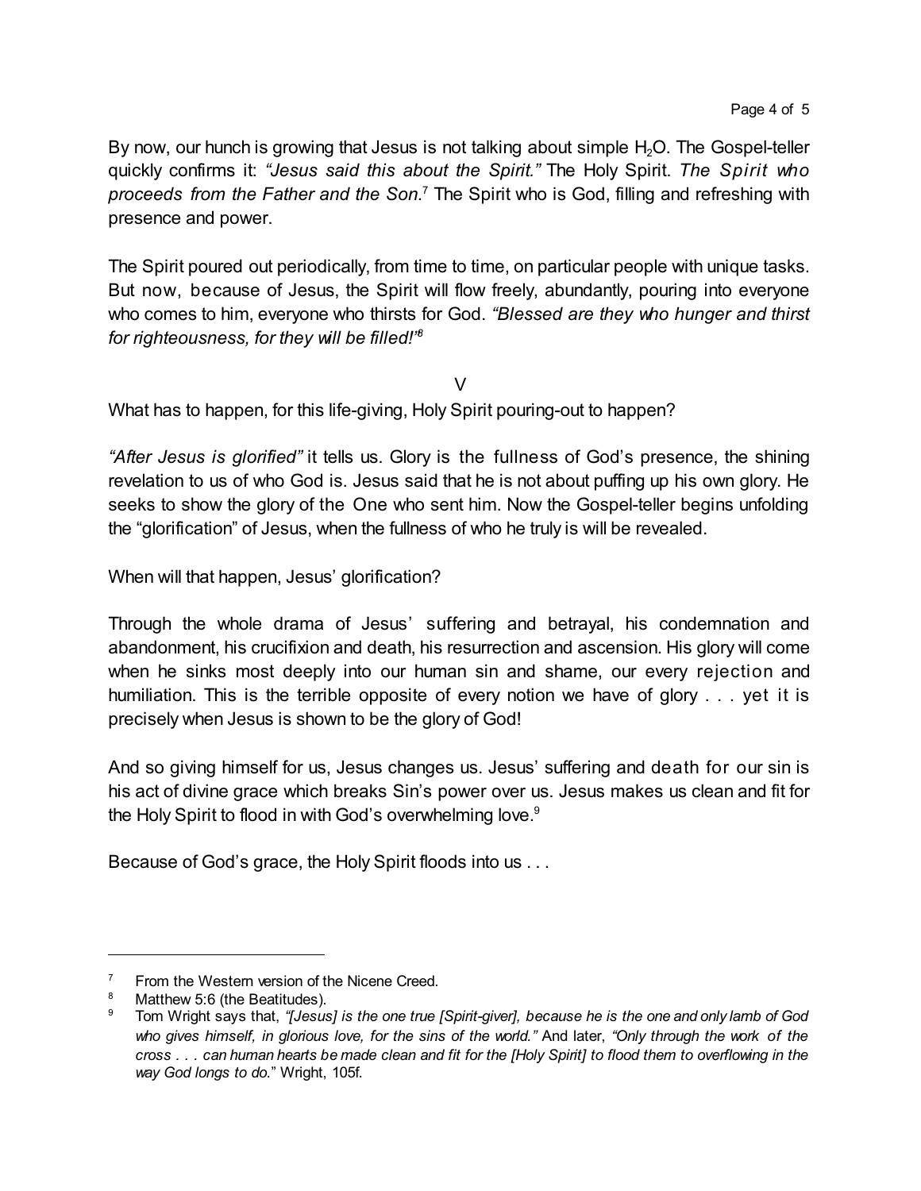By now, our hunch is growing that Jesus is not talking about simple $H_2O$. The Gospel-teller quickly confirms it: *"Jesus said this about the Spirit."* The Holy Spirit. *The Spirit who proceeds from the Father and the Son.*[7] The Spirit who is God, filling and refreshing with presence and power.

The Spirit poured out periodically, from time to time, on particular people with unique tasks. But now, because of Jesus, the Spirit will flow freely, abundantly, pouring into everyone who comes to him, everyone who thirsts for God. *"Blessed are they who hunger and thirst for righteousness, for they will be filled!"*[8]

V

What has to happen, for this life-giving, Holy Spirit pouring-out to happen?

*"After Jesus is glorified"* it tells us. Glory is the fullness of God's presence, the shining revelation to us of who God is. Jesus said that he is not about puffing up his own glory. He seeks to show the glory of the One who sent him. Now the Gospel-teller begins unfolding the "glorification" of Jesus, when the fullness of who he truly is will be revealed.

When will that happen, Jesus' glorification?

Through the whole drama of Jesus' suffering and betrayal, his condemnation and abandonment, his crucifixion and death, his resurrection and ascension. His glory will come when he sinks most deeply into our human sin and shame, our every rejection and humiliation. This is the terrible opposite of every notion we have of glory . . . yet it is precisely when Jesus is shown to be the glory of God!

And so giving himself for us, Jesus changes us. Jesus' suffering and death for our sin is his act of divine grace which breaks Sin's power over us. Jesus makes us clean and fit for the Holy Spirit to flood in with God's overwhelming love.[9]

Because of God's grace, the Holy Spirit floods into us . . .

---

[7] From the Western version of the Nicene Creed.

[8] Matthew 5:6 (the Beatitudes).

[9] Tom Wright says that, *"[Jesus] is the one true [Spirit-giver], because he is the one and only lamb of God who gives himself, in glorious love, for the sins of the world."* And later, *"Only through the work of the cross . . . can human hearts be made clean and fit for the [Holy Spirit] to flood them to overflowing in the way God longs to do."* Wright, 105f.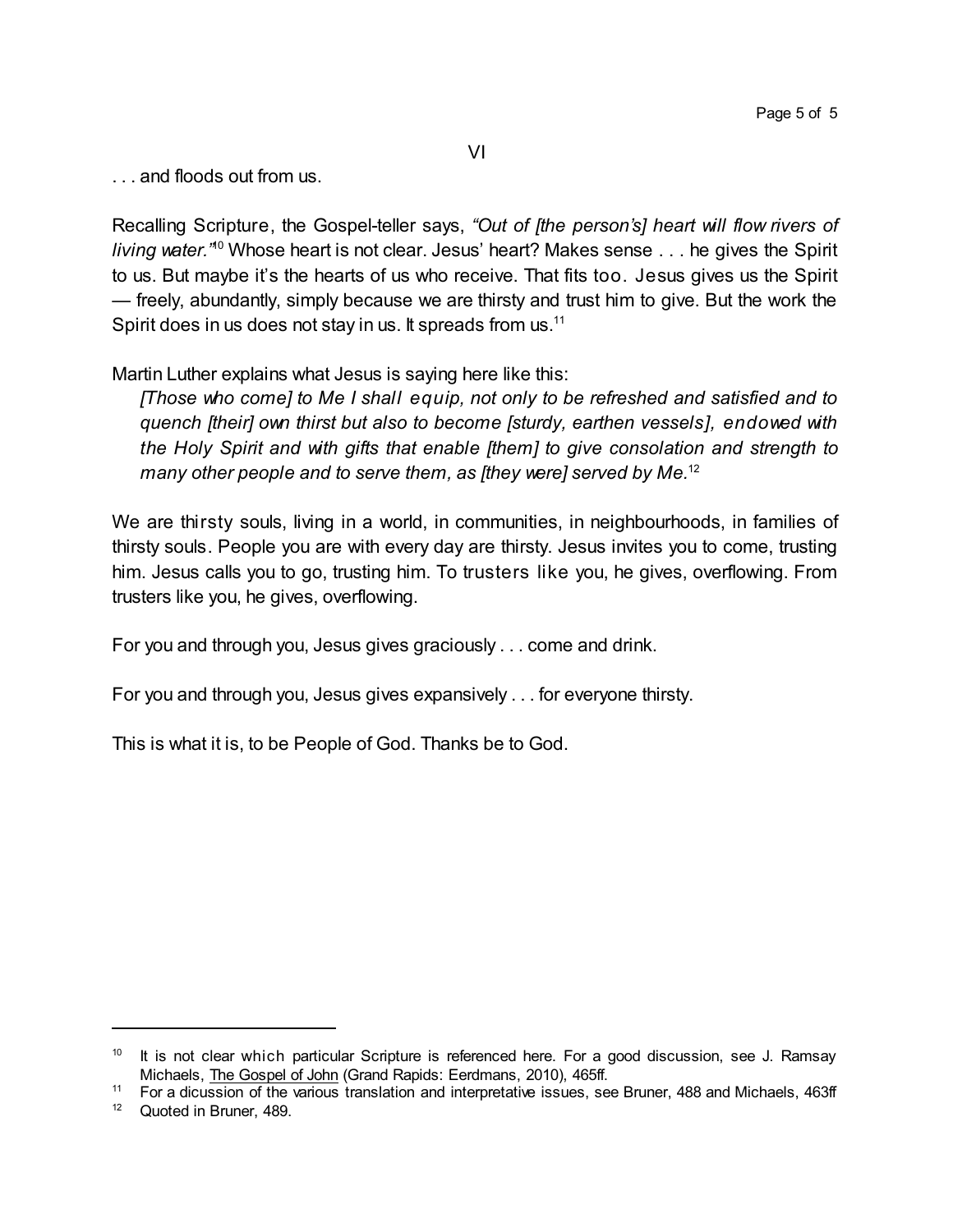VI

. . . and floods out from us.

Recalling Scripture, the Gospel-teller says, *"Out of [the person's] heart will flow rivers of living water."*[10] Whose heart is not clear. Jesus' heart? Makes sense . . . he gives the Spirit to us. But maybe it's the hearts of us who receive. That fits too. Jesus gives us the Spirit — freely, abundantly, simply because we are thirsty and trust him to give. But the work the Spirit does in us does not stay in us. It spreads from us.[11]

Martin Luther explains what Jesus is saying here like this:

> *[Those who come] to Me I shall equip, not only to be refreshed and satisfied and to quench [their] own thirst but also to become [sturdy, earthen vessels], endowed with the Holy Spirit and with gifts that enable [them] to give consolation and strength to many other people and to serve them, as [they were] served by Me.*[12]

We are thirsty souls, living in a world, in communities, in neighbourhoods, in families of thirsty souls. People you are with every day are thirsty. Jesus invites you to come, trusting him. Jesus calls you to go, trusting him. To trusters like you, he gives, overflowing. From trusters like you, he gives, overflowing.

For you and through you, Jesus gives graciously . . . come and drink.

For you and through you, Jesus gives expansively . . . for everyone thirsty.

This is what it is, to be People of God. Thanks be to God.

---

[10] It is not clear which particular Scripture is referenced here. For a good discussion, see J. Ramsay Michaels, The Gospel of John (Grand Rapids: Eerdmans, 2010), 465ff.

[11] For a dicussion of the various translation and interpretative issues, see Bruner, 488 and Michaels, 463ff

[12] Quoted in Bruner, 489.